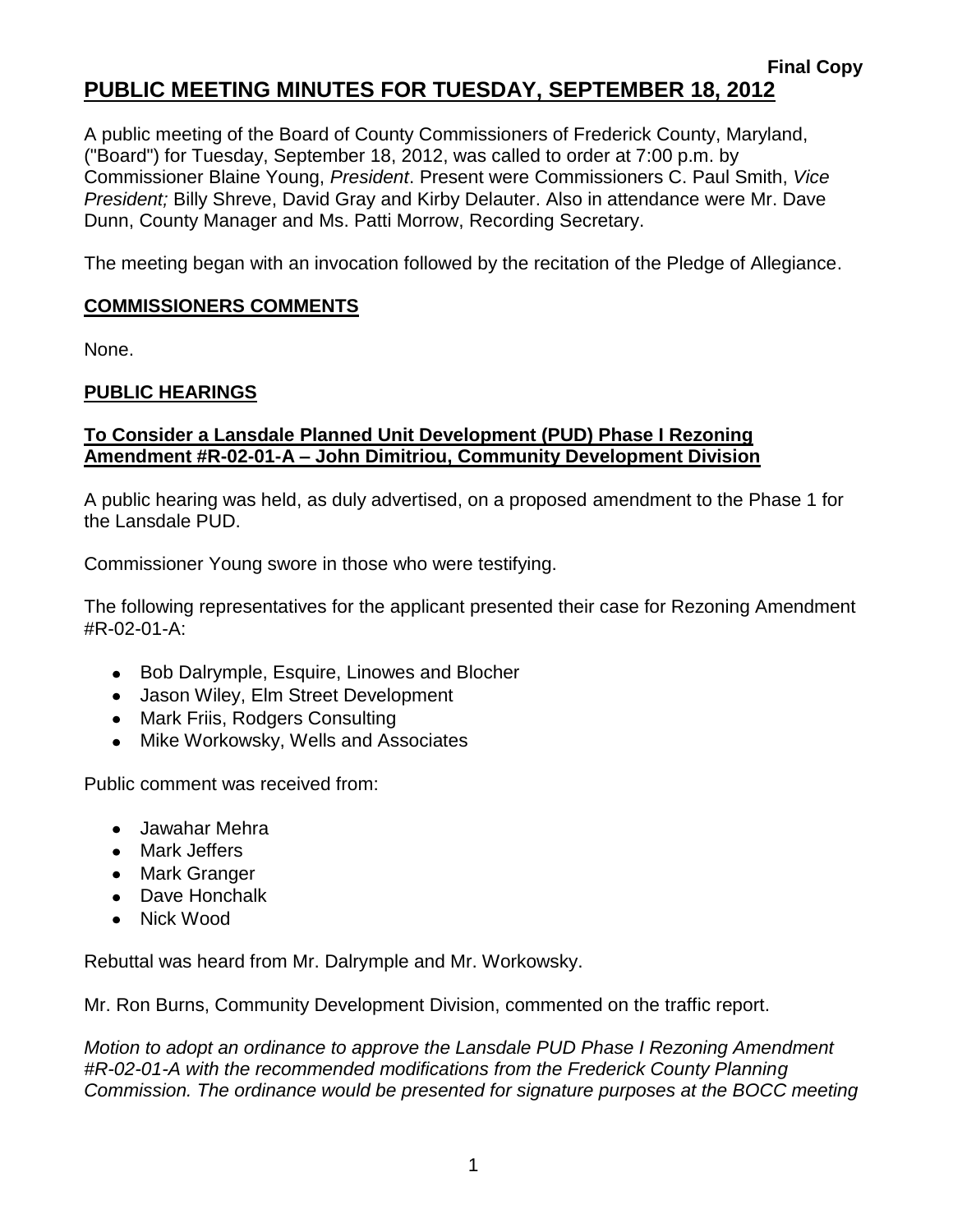**Final Copy**

# PUBLIC MEETING MINUTES FOR TUESDAY, SEPTEMBER 18, 2012

A public meeting of the Board of County Commissioners of Frederick County, Maryland, ("Board") for Tuesday, September 18, 2012, was called to order at 7:00 p.m. by Commissioner Blaine Young, *President*. Present were Commissioners C. Paul Smith, *Vice President;* Billy Shreve, David Gray and Kirby Delauter. Also in attendance were Mr. Dave Dunn, County Manager and Ms. Patti Morrow, Recording Secretary.

The meeting began with an invocation followed by the recitation of the Pledge of Allegiance.

## COMMISSIONERS COMMENTS

None.

## PUBLIC HEARINGS

### To Consider a Lansdale Planned Unit Development (PUD) Phase I Rezoning Amendment #R-02-01-A – John Dimitriou, Community Development Division

A public hearing was held, as duly advertised, on a proposed amendment to the Phase 1 for the Lansdale PUD.

Commissioner Young swore in those who were testifying.

The following representatives for the applicant presented their case for Rezoning Amendment #R-02-01-A:

- Bob Dalrymple, Esquire, Linowes and Blocher
- Jason Wiley, Elm Street Development
- Mark Friis, Rodgers Consulting
- Mike Workowsky, Wells and Associates

Public comment was received from:

- Jawahar Mehra
- Mark Jeffers
- Mark Granger
- Dave Honchalk
- Nick Wood

Rebuttal was heard from Mr. Dalrymple and Mr. Workowsky.

Mr. Ron Burns, Community Development Division, commented on the traffic report.

*Motion to adopt an ordinance to approve the Lansdale PUD Phase I Rezoning Amendment #R-02-01-A with the recommended modifications from the Frederick County Planning Commission. The ordinance would be presented for signature purposes at the BOCC meeting*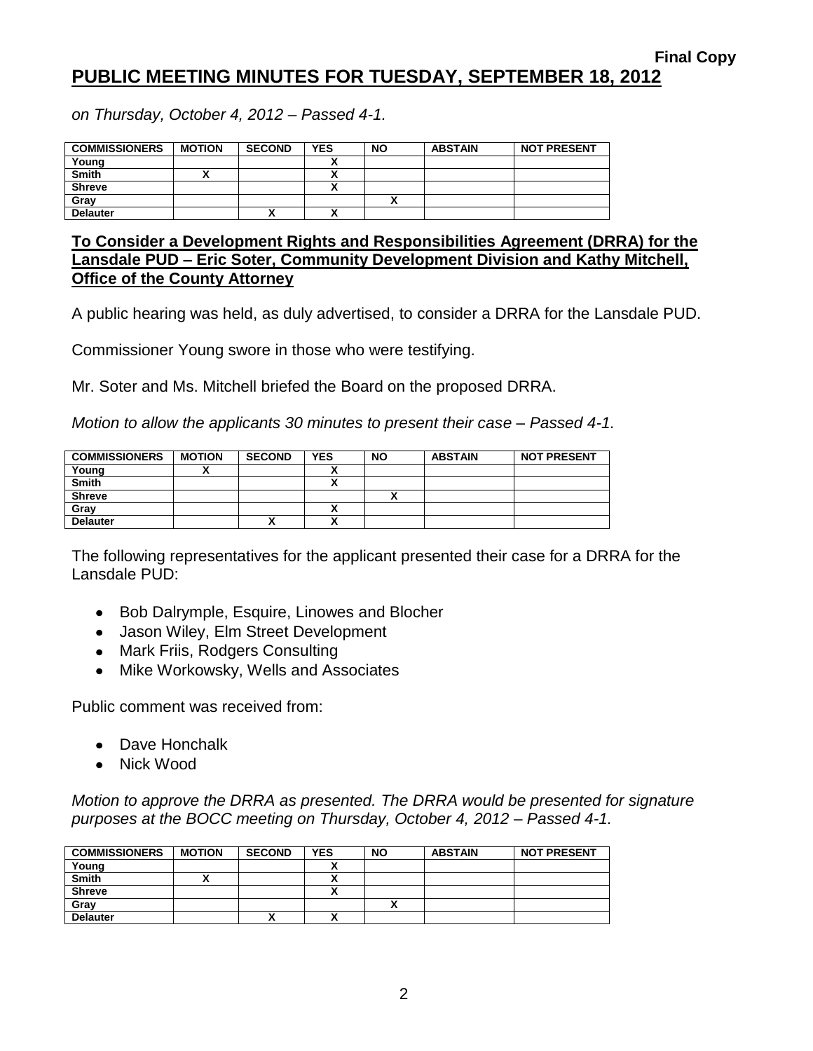**Final Copy**

# PUBLIC MEETING MINUTES FOR TUESDAY, SEPTEMBER 18, 2012

*on Thursday, October 4, 2012 – Passed 4-1.*

| COMMISSIONERS | MOTION | SECOND | YES | NO | ABSTAIN | NOT PRESENT |
|---|---|---|---|---|---|---|
| Young | | | X | | | |
| Smith | X | | X | | | |
| Shreve | | | X | | | |
| Gray | | | | X | | |
| Delauter | | X | X | | | |

## To Consider a Development Rights and Responsibilities Agreement (DRRA) for the Lansdale PUD – Eric Soter, Community Development Division and Kathy Mitchell, Office of the County Attorney

A public hearing was held, as duly advertised, to consider a DRRA for the Lansdale PUD.

Commissioner Young swore in those who were testifying.

Mr. Soter and Ms. Mitchell briefed the Board on the proposed DRRA.

*Motion to allow the applicants 30 minutes to present their case – Passed 4-1.*

| COMMISSIONERS | MOTION | SECOND | YES | NO | ABSTAIN | NOT PRESENT |
|---|---|---|---|---|---|---|
| Young | X | | X | | | |
| Smith | | | X | | | |
| Shreve | | | | X | | |
| Gray | | | X | | | |
| Delauter | | X | X | | | |

The following representatives for the applicant presented their case for a DRRA for the Lansdale PUD:

- Bob Dalrymple, Esquire, Linowes and Blocher
- Jason Wiley, Elm Street Development
- Mark Friis, Rodgers Consulting
- Mike Workowsky, Wells and Associates

Public comment was received from:

- Dave Honchalk
- Nick Wood

*Motion to approve the DRRA as presented. The DRRA would be presented for signature purposes at the BOCC meeting on Thursday, October 4, 2012 – Passed 4-1.*

| COMMISSIONERS | MOTION | SECOND | YES | NO | ABSTAIN | NOT PRESENT |
|---|---|---|---|---|---|---|
| Young | | | X | | | |
| Smith | X | | X | | | |
| Shreve | | | X | | | |
| Gray | | | | X | | |
| Delauter | | X | X | | | |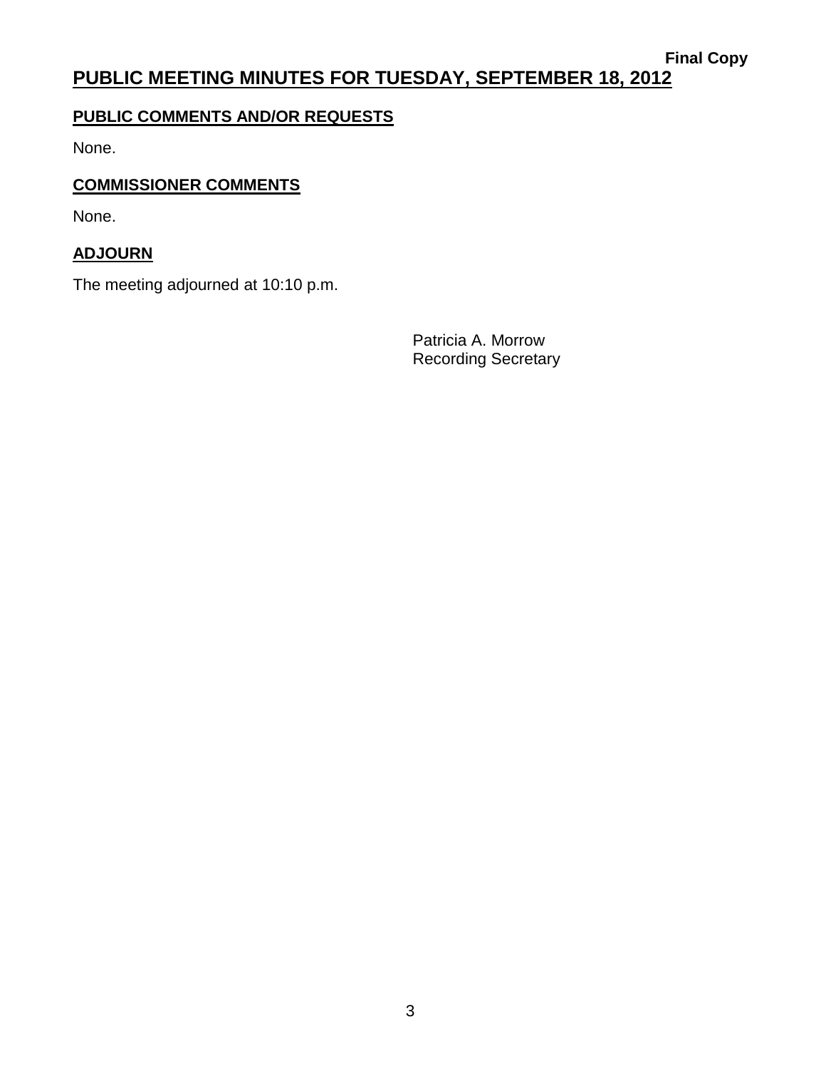**Final Copy**

# PUBLIC MEETING MINUTES FOR TUESDAY, SEPTEMBER 18, 2012

## PUBLIC COMMENTS AND/OR REQUESTS

None.

## COMMISSIONER COMMENTS

None.

## ADJOURN

The meeting adjourned at 10:10 p.m.

Patricia A. Morrow
Recording Secretary